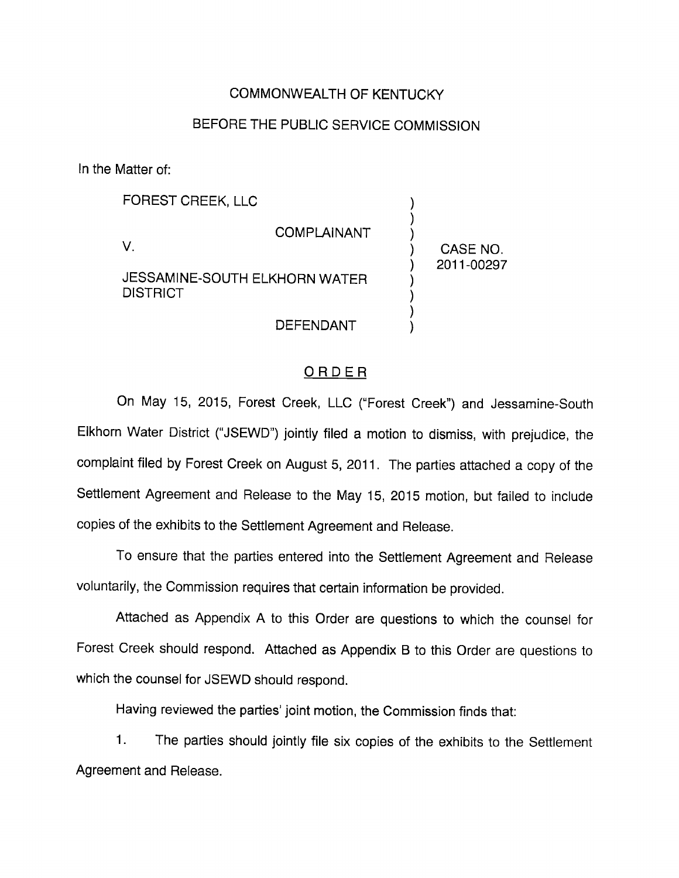COMMONWEALTH OF KENTUCKY

BEFORE THE PUBLIC SERVICE COMMISSION

In the Matter of:

| | | |
|---|---|---|
| FOREST CREEK, LLC<br><br>COMPLAINANT<br><br>V.<br><br>JESSAMINE-SOUTH ELKHORN WATER DISTRICT<br><br>DEFENDANT | ) | CASE NO. 2011-00297 |

## ORDER

On May 15, 2015, Forest Creek, LLC ("Forest Creek") and Jessamine-South Elkhorn Water District ("JSEWD") jointly filed a motion to dismiss, with prejudice, the complaint filed by Forest Creek on August 5, 2011. The parties attached a copy of the Settlement Agreement and Release to the May 15, 2015 motion, but failed to include copies of the exhibits to the Settlement Agreement and Release.

To ensure that the parties entered into the Settlement Agreement and Release voluntarily, the Commission requires that certain information be provided.

Attached as Appendix A to this Order are questions to which the counsel for Forest Creek should respond. Attached as Appendix B to this Order are questions to which the counsel for JSEWD should respond.

Having reviewed the parties' joint motion, the Commission finds that:

1. The parties should jointly file six copies of the exhibits to the Settlement Agreement and Release.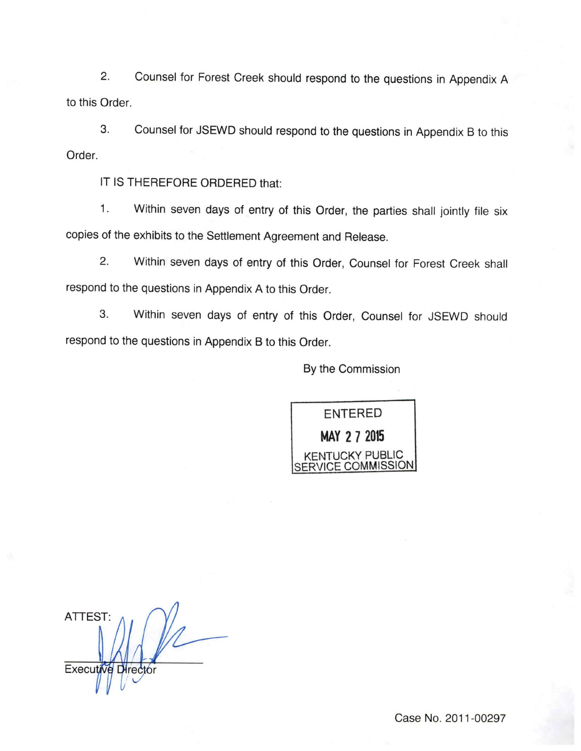2. Counsel for Forest Creek should respond to the questions in Appendix A to this Order.

3. Counsel for JSEWD should respond to the questions in Appendix B to this Order.

IT IS THEREFORE ORDERED that:

1. Within seven days of entry of this Order, the parties shall jointly file six copies of the exhibits to the Settlement Agreement and Release.

2. Within seven days of entry of this Order, Counsel for Forest Creek shall respond to the questions in Appendix A to this Order.

3. Within seven days of entry of this Order, Counsel for JSEWD should respond to the questions in Appendix B to this Order.

By the Commission

ENTERED
MAY 27 2015
KENTUCKY PUBLIC SERVICE COMMISSION

ATTEST:

Executive Director

Case No. 2011-00297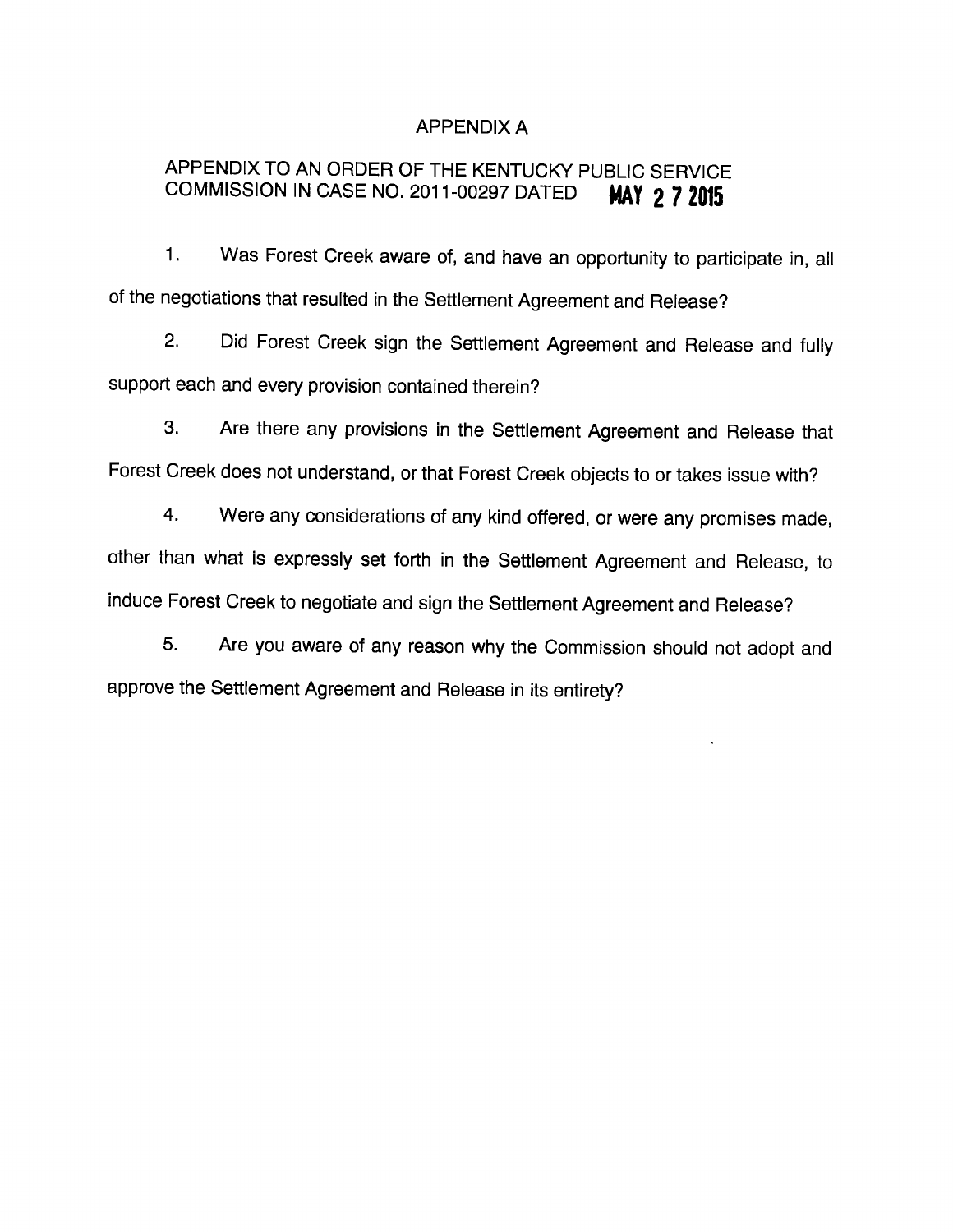# APPENDIX A

## APPENDIX TO AN ORDER OF THE KENTUCKY PUBLIC SERVICE COMMISSION IN CASE NO. 2011-00297 DATED MAY 27 2015

1. Was Forest Creek aware of, and have an opportunity to participate in, all of the negotiations that resulted in the Settlement Agreement and Release?

2. Did Forest Creek sign the Settlement Agreement and Release and fully support each and every provision contained therein?

3. Are there any provisions in the Settlement Agreement and Release that Forest Creek does not understand, or that Forest Creek objects to or takes issue with?

4. Were any considerations of any kind offered, or were any promises made, other than what is expressly set forth in the Settlement Agreement and Release, to induce Forest Creek to negotiate and sign the Settlement Agreement and Release?

5. Are you aware of any reason why the Commission should not adopt and approve the Settlement Agreement and Release in its entirety?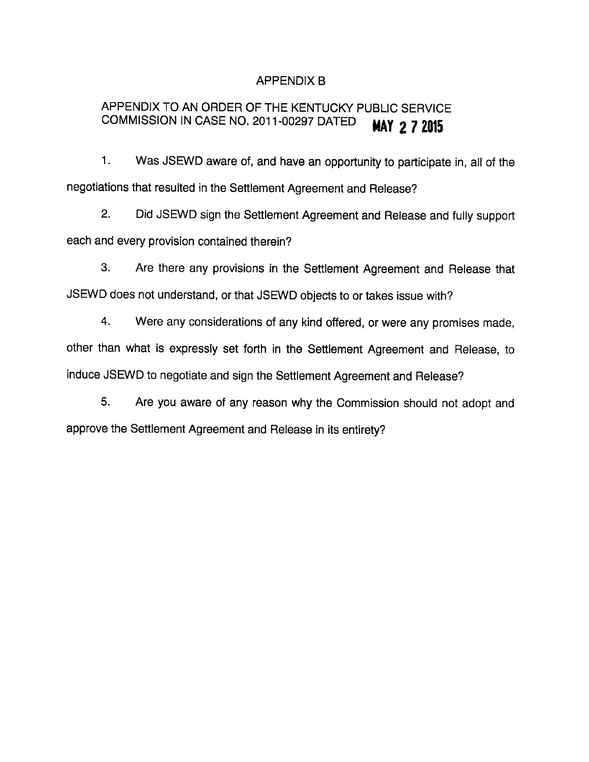# APPENDIX B

## APPENDIX TO AN ORDER OF THE KENTUCKY PUBLIC SERVICE COMMISSION IN CASE NO. 2011-00297 DATED **MAY 27 2015**

1. Was JSEWD aware of, and have an opportunity to participate in, all of the negotiations that resulted in the Settlement Agreement and Release?

2. Did JSEWD sign the Settlement Agreement and Release and fully support each and every provision contained therein?

3. Are there any provisions in the Settlement Agreement and Release that JSEWD does not understand, or that JSEWD objects to or takes issue with?

4. Were any considerations of any kind offered, or were any promises made, other than what is expressly set forth in the Settlement Agreement and Release, to induce JSEWD to negotiate and sign the Settlement Agreement and Release?

5. Are you aware of any reason why the Commission should not adopt and approve the Settlement Agreement and Release in its entirety?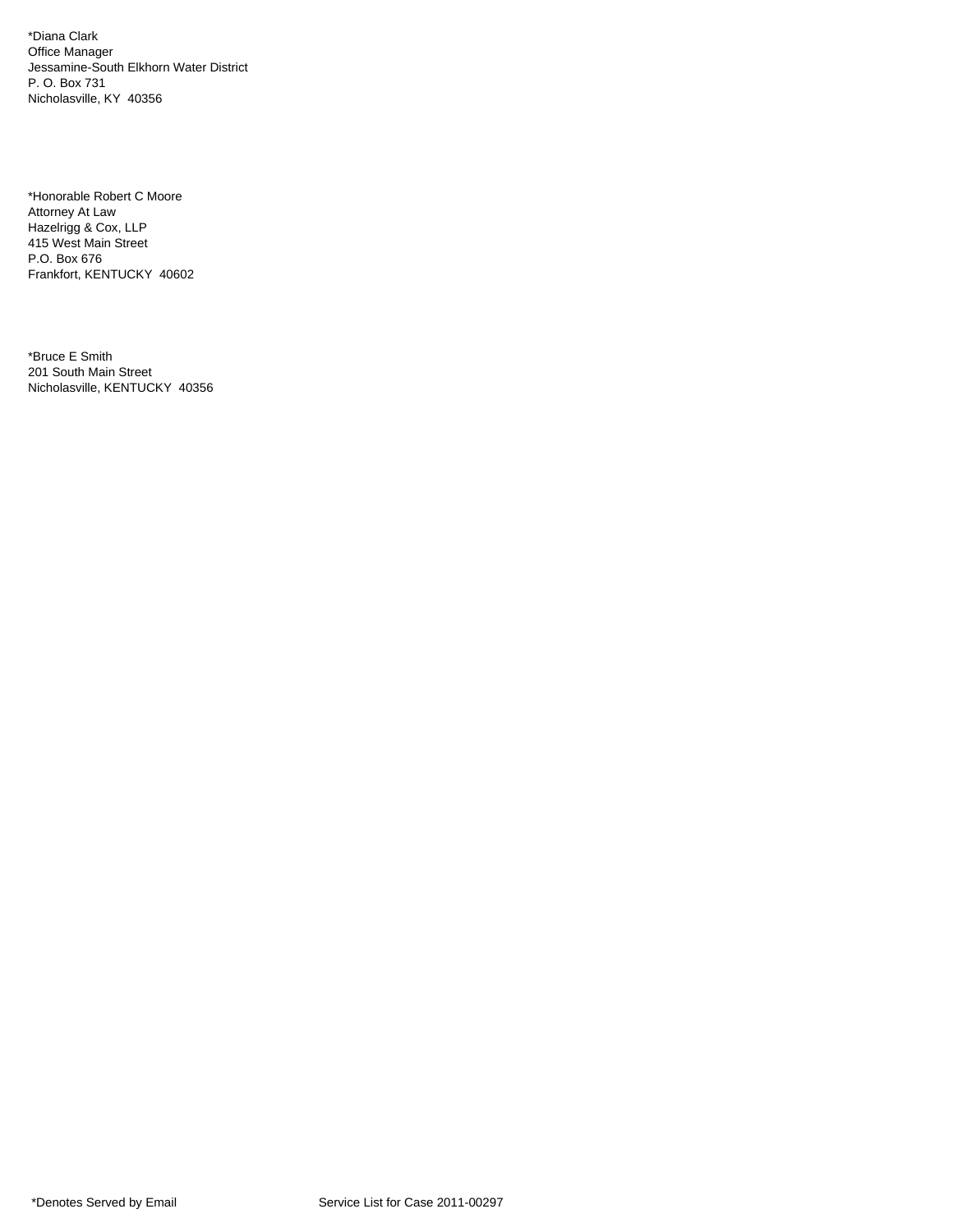*Diana Clark
Office Manager
Jessamine-South Elkhorn Water District
P. O. Box 731
Nicholasville, KY  40356

*Honorable Robert C Moore
Attorney At Law
Hazelrigg & Cox, LLP
415 West Main Street
P.O. Box 676
Frankfort, KENTUCKY  40602

*Bruce E Smith
201 South Main Street
Nicholasville, KENTUCKY  40356

*Denotes Served by Email

Service List for Case 2011-00297